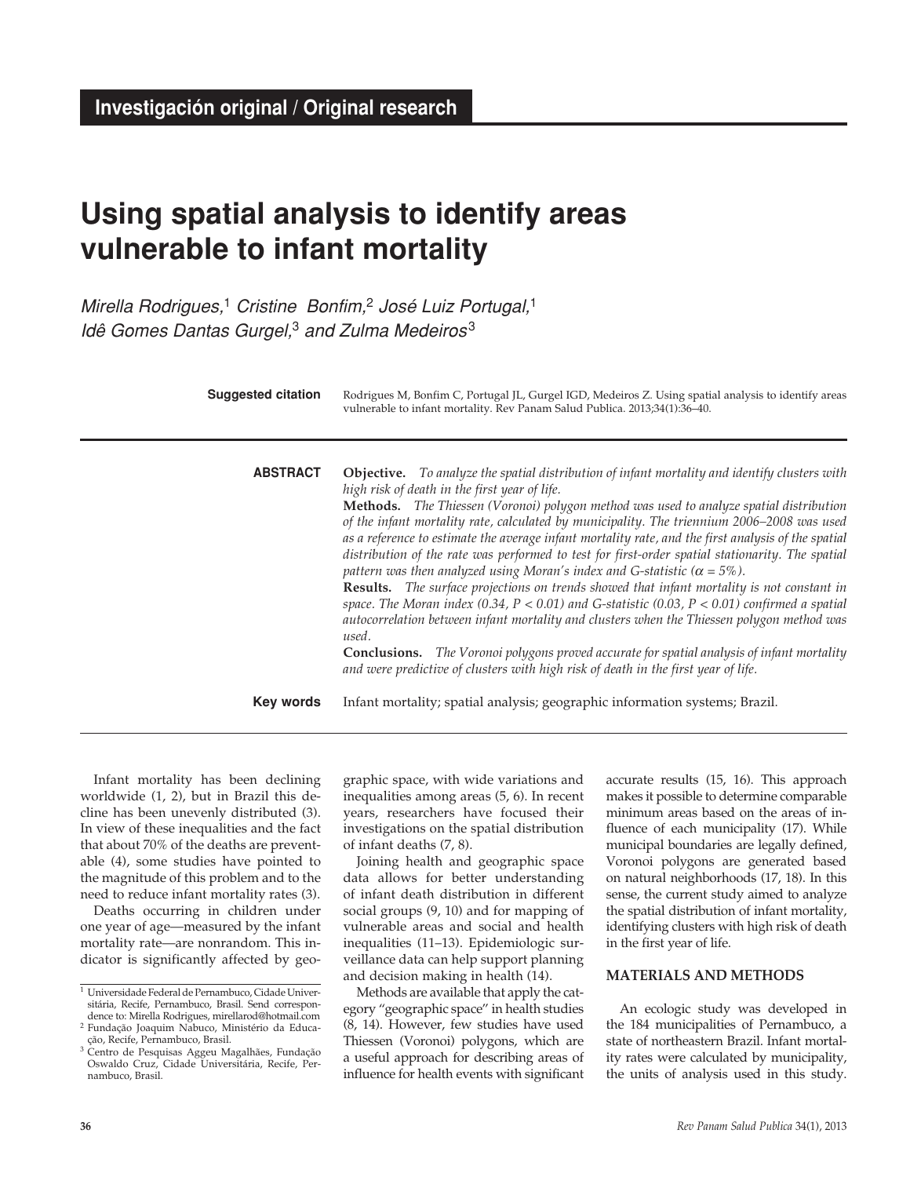**Investigación original / Original research**

# Using spatial analysis to identify areas vulnerable to infant mortality

*Mirella Rodrigues,*[1] *Cristine Bonfim,*[2] *José Luiz Portugal,*[1] *Idê Gomes Dantas Gurgel,*[3] *and Zulma Medeiros*[3]

**Suggested citation** Rodrigues M, Bonfim C, Portugal JL, Gurgel IGD, Medeiros Z. Using spatial analysis to identify areas vulnerable to infant mortality. Rev Panam Salud Publica. 2013;34(1):36–40.

**ABSTRACT**

**Objective.** *To analyze the spatial distribution of infant mortality and identify clusters with high risk of death in the first year of life.*

**Methods.** *The Thiessen (Voronoi) polygon method was used to analyze spatial distribution of the infant mortality rate, calculated by municipality. The triennium 2006–2008 was used as a reference to estimate the average infant mortality rate, and the first analysis of the spatial distribution of the rate was performed to test for first-order spatial stationarity. The spatial pattern was then analyzed using Moran's index and G-statistic ($\alpha = 5\%$).*

**Results.** *The surface projections on trends showed that infant mortality is not constant in space. The Moran index (0.34, $P < 0.01$) and G-statistic (0.03, $P < 0.01$) confirmed a spatial autocorrelation between infant mortality and clusters when the Thiessen polygon method was used.*

**Conclusions.** *The Voronoi polygons proved accurate for spatial analysis of infant mortality and were predictive of clusters with high risk of death in the first year of life.*

**Key words** Infant mortality; spatial analysis; geographic information systems; Brazil.

Infant mortality has been declining worldwide (1, 2), but in Brazil this decline has been unevenly distributed (3). In view of these inequalities and the fact that about 70% of the deaths are preventable (4), some studies have pointed to the magnitude of this problem and to the need to reduce infant mortality rates (3).

Deaths occurring in children under one year of age—measured by the infant mortality rate—are nonrandom. This indicator is significantly affected by geographic space, with wide variations and inequalities among areas (5, 6). In recent years, researchers have focused their investigations on the spatial distribution of infant deaths (7, 8).

Joining health and geographic space data allows for better understanding of infant death distribution in different social groups (9, 10) and for mapping of vulnerable areas and social and health inequalities (11–13). Epidemiologic surveillance data can help support planning and decision making in health (14).

Methods are available that apply the category "geographic space" in health studies (8, 14). However, few studies have used Thiessen (Voronoi) polygons, which are a useful approach for describing areas of influence for health events with significant accurate results (15, 16). This approach makes it possible to determine comparable minimum areas based on the areas of influence of each municipality (17). While municipal boundaries are legally defined, Voronoi polygons are generated based on natural neighborhoods (17, 18). In this sense, the current study aimed to analyze the spatial distribution of infant mortality, identifying clusters with high risk of death in the first year of life.

## MATERIALS AND METHODS

An ecologic study was developed in the 184 municipalities of Pernambuco, a state of northeastern Brazil. Infant mortality rates were calculated by municipality, the units of analysis used in this study.

---

[1] Universidade Federal de Pernambuco, Cidade Universitária, Recife, Pernambuco, Brasil. Send correspondence to: Mirella Rodrigues, mirellarod@hotmail.com

[2] Fundação Joaquim Nabuco, Ministério da Educação, Recife, Pernambuco, Brasil.

[3] Centro de Pesquisas Aggeu Magalhães, Fundação Oswaldo Cruz, Cidade Universitária, Recife, Pernambuco, Brasil.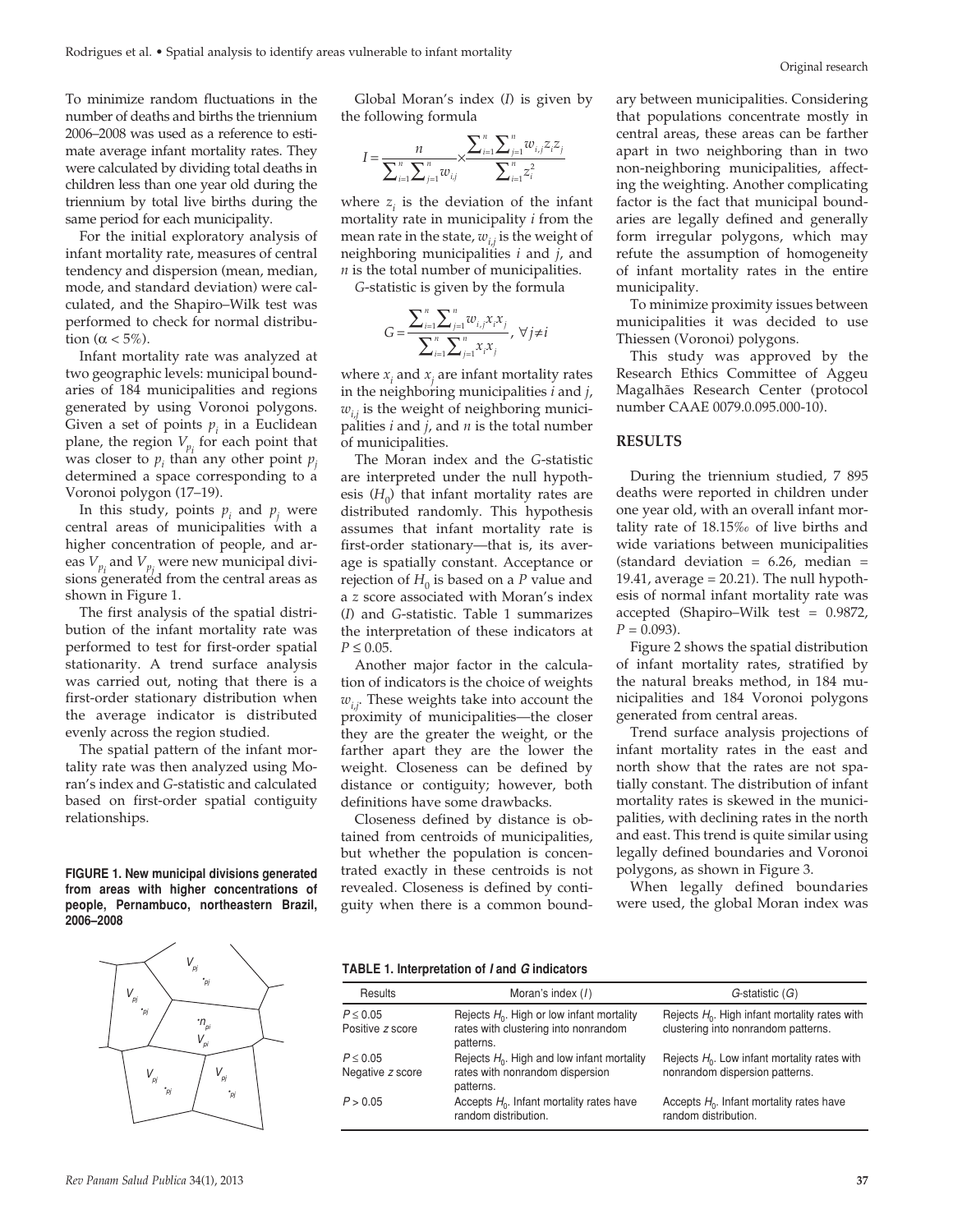To minimize random fluctuations in the number of deaths and births the triennium 2006–2008 was used as a reference to estimate average infant mortality rates. They were calculated by dividing total deaths in children less than one year old during the triennium by total live births during the same period for each municipality.

For the initial exploratory analysis of infant mortality rate, measures of central tendency and dispersion (mean, median, mode, and standard deviation) were calculated, and the Shapiro–Wilk test was performed to check for normal distribution ($\alpha < 5\%$).

Infant mortality rate was analyzed at two geographic levels: municipal boundaries of 184 municipalities and regions generated by using Voronoi polygons. Given a set of points $p_i$ in a Euclidean plane, the region $V_{p_i}$ for each point that was closer to $p_i$ than any other point $p_j$ determined a space corresponding to a Voronoi polygon (17–19).

In this study, points $p_i$ and $p_j$ were central areas of municipalities with a higher concentration of people, and areas $V_{p_i}$ and $V_{p_j}$ were new municipal divisions generated from the central areas as shown in Figure 1.

The first analysis of the spatial distribution of the infant mortality rate was performed to test for first-order spatial stationarity. A trend surface analysis was carried out, noting that there is a first-order stationary distribution when the average indicator is distributed evenly across the region studied.

The spatial pattern of the infant mortality rate was then analyzed using Moran's index and *G*-statistic and calculated based on first-order spatial contiguity relationships.

**FIGURE 1. New municipal divisions generated from areas with higher concentrations of people, Pernambuco, northeastern Brazil, 2006–2008**

Global Moran's index ($I$) is given by the following formula

$$I = \frac{n}{\sum_{i=1}^{n}\sum_{j=1}^{n} w_{i,j}} \times \frac{\sum_{i=1}^{n}\sum_{j=1}^{n} w_{i,j} z_i z_j}{\sum_{i=1}^{n} z_i^2}$$

where $z_i$ is the deviation of the infant mortality rate in municipality $i$ from the mean rate in the state, $w_{i,j}$ is the weight of neighboring municipalities $i$ and $j$, and $n$ is the total number of municipalities.

*G*-statistic is given by the formula

$$G = \frac{\sum_{i=1}^{n}\sum_{j=1}^{n} w_{i,j} x_i x_j}{\sum_{i=1}^{n}\sum_{j=1}^{n} x_i x_j}, \ \forall j \neq i$$

where $x_i$ and $x_j$ are infant mortality rates in the neighboring municipalities $i$ and $j$, $w_{i,j}$ is the weight of neighboring municipalities $i$ and $j$, and $n$ is the total number of municipalities.

The Moran index and the *G*-statistic are interpreted under the null hypothesis ($H_0$) that infant mortality rates are distributed randomly. This hypothesis assumes that infant mortality rate is first-order stationary—that is, its average is spatially constant. Acceptance or rejection of $H_0$ is based on a $P$ value and a $z$ score associated with Moran's index ($I$) and *G*-statistic. Table 1 summarizes the interpretation of these indicators at $P \leq 0.05$.

Another major factor in the calculation of indicators is the choice of weights $w_{i,j}$. These weights take into account the proximity of municipalities—the closer they are the greater the weight, or the farther apart they are the lower the weight. Closeness can be defined by distance or contiguity; however, both definitions have some drawbacks.

Closeness defined by distance is obtained from centroids of municipalities, but whether the population is concentrated exactly in these centroids is not revealed. Closeness is defined by contiguity when there is a common boundary between municipalities. Considering that populations concentrate mostly in central areas, these areas can be farther apart in two neighboring than in two non-neighboring municipalities, affecting the weighting. Another complicating factor is the fact that municipal boundaries are legally defined and generally form irregular polygons, which may refute the assumption of homogeneity of infant mortality rates in the entire municipality.

To minimize proximity issues between municipalities it was decided to use Thiessen (Voronoi) polygons.

This study was approved by the Research Ethics Committee of Aggeu Magalhães Research Center (protocol number CAAE 0079.0.095.000-10).

## RESULTS

During the triennium studied, 7 895 deaths were reported in children under one year old, with an overall infant mortality rate of 18.15‰ of live births and wide variations between municipalities (standard deviation = 6.26, median = 19.41, average = 20.21). The null hypothesis of normal infant mortality rate was accepted (Shapiro–Wilk test = 0.9872, $P = 0.093$).

Figure 2 shows the spatial distribution of infant mortality rates, stratified by the natural breaks method, in 184 municipalities and 184 Voronoi polygons generated from central areas.

Trend surface analysis projections of infant mortality rates in the east and north show that the rates are not spatially constant. The distribution of infant mortality rates is skewed in the municipalities, with declining rates in the north and east. This trend is quite similar using legally defined boundaries and Voronoi polygons, as shown in Figure 3.

When legally defined boundaries were used, the global Moran index was

**TABLE 1. Interpretation of *I* and *G* indicators**

| Results | Moran's index ($I$) | *G*-statistic ($G$) |
|---|---|---|
| $P \leq 0.05$ Positive $z$ score | Rejects $H_0$. High or low infant mortality rates with clustering into nonrandom patterns. | Rejects $H_0$. High infant mortality rates with clustering into nonrandom patterns. |
| $P \leq 0.05$ Negative $z$ score | Rejects $H_0$. High and low infant mortality rates with nonrandom dispersion patterns. | Rejects $H_0$. Low infant mortality rates with nonrandom dispersion patterns. |
| $P > 0.05$ | Accepts $H_0$. Infant mortality rates have random distribution. | Accepts $H_0$. Infant mortality rates have random distribution. |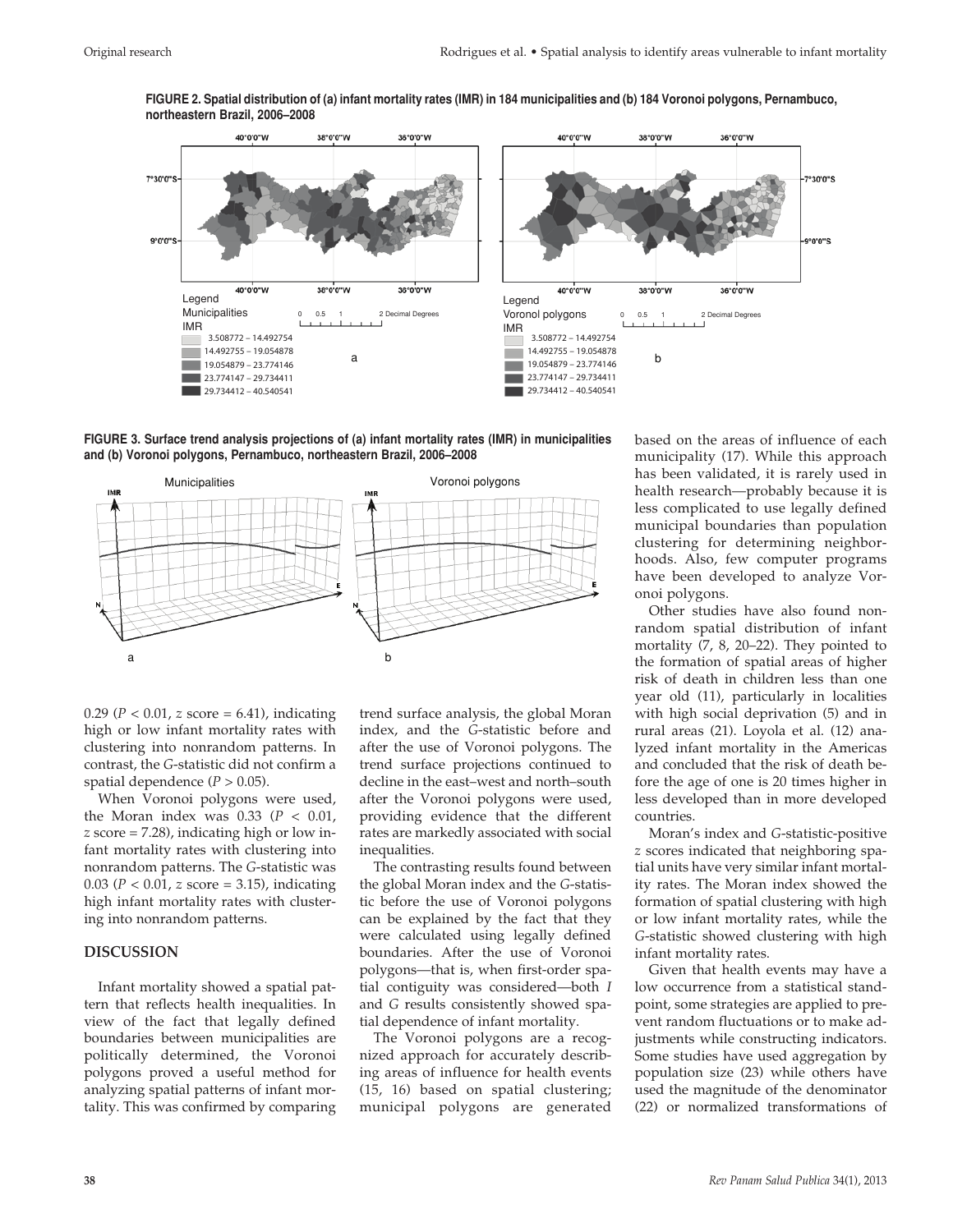**FIGURE 2. Spatial distribution of (a) infant mortality rates (IMR) in 184 municipalities and (b) 184 Voronoi polygons, Pernambuco, northeastern Brazil, 2006–2008**

**FIGURE 3. Surface trend analysis projections of (a) infant mortality rates (IMR) in municipalities and (b) Voronoi polygons, Pernambuco, northeastern Brazil, 2006–2008**

0.29 ($P < 0.01$, *z* score = 6.41), indicating high or low infant mortality rates with clustering into nonrandom patterns. In contrast, the *G*-statistic did not confirm a spatial dependence ($P > 0.05$).

When Voronoi polygons were used, the Moran index was 0.33 ($P < 0.01$, *z* score = 7.28), indicating high or low infant mortality rates with clustering into nonrandom patterns. The *G*-statistic was 0.03 ($P < 0.01$, *z* score = 3.15), indicating high infant mortality rates with clustering into nonrandom patterns.

## DISCUSSION

Infant mortality showed a spatial pattern that reflects health inequalities. In view of the fact that legally defined boundaries between municipalities are politically determined, the Voronoi polygons proved a useful method for analyzing spatial patterns of infant mortality. This was confirmed by comparing trend surface analysis, the global Moran index, and the *G*-statistic before and after the use of Voronoi polygons. The trend surface projections continued to decline in the east–west and north–south after the Voronoi polygons were used, providing evidence that the different rates are markedly associated with social inequalities.

The contrasting results found between the global Moran index and the *G*-statistic before the use of Voronoi polygons can be explained by the fact that they were calculated using legally defined boundaries. After the use of Voronoi polygons—that is, when first-order spatial contiguity was considered—both *I* and *G* results consistently showed spatial dependence of infant mortality.

The Voronoi polygons are a recognized approach for accurately describing areas of influence for health events (15, 16) based on spatial clustering; municipal polygons are generated based on the areas of influence of each municipality (17). While this approach has been validated, it is rarely used in health research—probably because it is less complicated to use legally defined municipal boundaries than population clustering for determining neighborhoods. Also, few computer programs have been developed to analyze Voronoi polygons.

Other studies have also found nonrandom spatial distribution of infant mortality (7, 8, 20–22). They pointed to the formation of spatial areas of higher risk of death in children less than one year old (11), particularly in localities with high social deprivation (5) and in rural areas (21). Loyola et al. (12) analyzed infant mortality in the Americas and concluded that the risk of death before the age of one is 20 times higher in less developed than in more developed countries.

Moran's index and *G*-statistic-positive *z* scores indicated that neighboring spatial units have very similar infant mortality rates. The Moran index showed the formation of spatial clustering with high or low infant mortality rates, while the *G*-statistic showed clustering with high infant mortality rates.

Given that health events may have a low occurrence from a statistical standpoint, some strategies are applied to prevent random fluctuations or to make adjustments while constructing indicators. Some studies have used aggregation by population size (23) while others have used the magnitude of the denominator (22) or normalized transformations of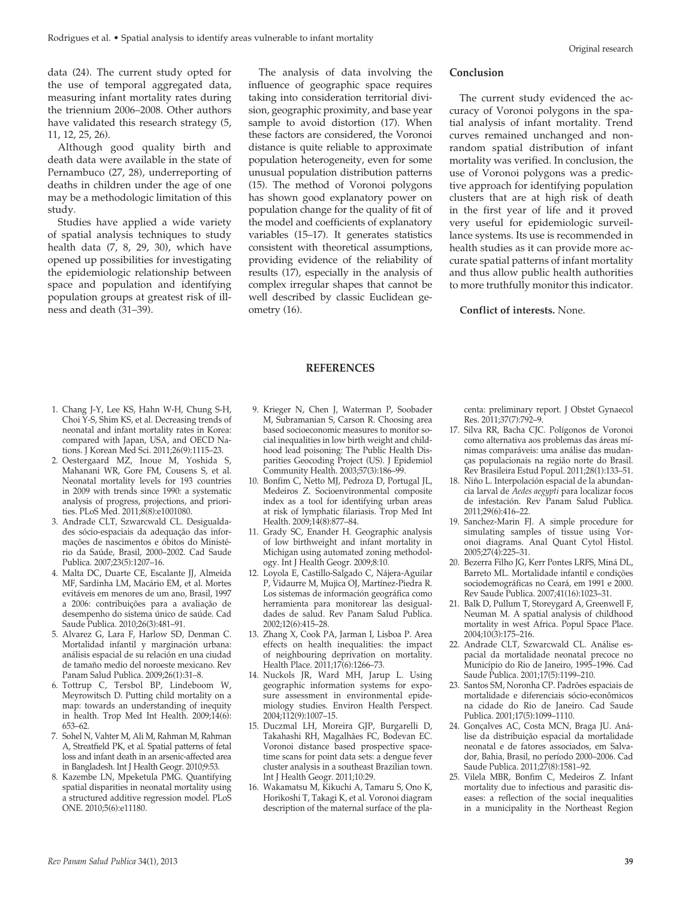data (24). The current study opted for the use of temporal aggregated data, measuring infant mortality rates during the triennium 2006–2008. Other authors have validated this research strategy (5, 11, 12, 25, 26).

Although good quality birth and death data were available in the state of Pernambuco (27, 28), underreporting of deaths in children under the age of one may be a methodologic limitation of this study.

Studies have applied a wide variety of spatial analysis techniques to study health data (7, 8, 29, 30), which have opened up possibilities for investigating the epidemiologic relationship between space and population and identifying population groups at greatest risk of illness and death (31–39).

The analysis of data involving the influence of geographic space requires taking into consideration territorial division, geographic proximity, and base year sample to avoid distortion (17). When these factors are considered, the Voronoi distance is quite reliable to approximate population heterogeneity, even for some unusual population distribution patterns (15). The method of Voronoi polygons has shown good explanatory power on population change for the quality of fit of the model and coefficients of explanatory variables (15–17). It generates statistics consistent with theoretical assumptions, providing evidence of the reliability of results (17), especially in the analysis of complex irregular shapes that cannot be well described by classic Euclidean geometry (16).

## Conclusion

The current study evidenced the accuracy of Voronoi polygons in the spatial analysis of infant mortality. Trend curves remained unchanged and nonrandom spatial distribution of infant mortality was verified. In conclusion, the use of Voronoi polygons was a predictive approach for identifying population clusters that are at high risk of death in the first year of life and it proved very useful for epidemiologic surveillance systems. Its use is recommended in health studies as it can provide more accurate spatial patterns of infant mortality and thus allow public health authorities to more truthfully monitor this indicator.

**Conflict of interests.** None.

## REFERENCES

1. Chang J-Y, Lee KS, Hahn W-H, Chung S-H, Choi Y-S, Shim KS, et al. Decreasing trends of neonatal and infant mortality rates in Korea: compared with Japan, USA, and OECD Nations. J Korean Med Sci. 2011;26(9):1115–23.
2. Oestergaard MZ, Inoue M, Yoshida S, Mahanani WR, Gore FM, Cousens S, et al. Neonatal mortality levels for 193 countries in 2009 with trends since 1990: a systematic analysis of progress, projections, and priorities. PLoS Med. 2011;8(8):e1001080.
3. Andrade CLT, Szwarcwald CL. Desigualdades sócio-espaciais da adequação das informações de nascimentos e óbitos do Ministério da Saúde, Brasil, 2000–2002. Cad Saude Publica. 2007;23(5):1207–16.
4. Malta DC, Duarte CE, Escalante JJ, Almeida MF, Sardinha LM, Macário EM, et al. Mortes evitáveis em menores de um ano, Brasil, 1997 a 2006: contribuições para a avaliação de desempenho do sistema único de saúde. Cad Saude Publica. 2010;26(3):481–91.
5. Alvarez G, Lara F, Harlow SD, Denman C. Mortalidad infantil y marginación urbana: análisis espacial de su relación en una ciudad de tamaño medio del noroeste mexicano. Rev Panam Salud Publica. 2009;26(1):31–8.
6. Tottrup C, Tersbol BP, Lindeboom W, Meyrowitsch D. Putting child mortality on a map: towards an understanding of inequity in health. Trop Med Int Health. 2009;14(6):653–62.
7. Sohel N, Vahter M, Ali M, Rahman M, Rahman A, Streatfield PK, et al. Spatial patterns of fetal loss and infant death in an arsenic-affected area in Bangladesh. Int J Health Geogr. 2010;9:53.
8. Kazembe LN, Mpeketula PMG. Quantifying spatial disparities in neonatal mortality using a structured additive regression model. PLoS ONE. 2010;5(6):e11180.
9. Krieger N, Chen J, Waterman P, Soobader M, Subramanian S, Carson R. Choosing area based socioeconomic measures to monitor social inequalities in low birth weight and childhood lead poisoning: The Public Health Disparities Geocoding Project (US). J Epidemiol Community Health. 2003;57(3):186–99.
10. Bonfim C, Netto MJ, Pedroza D, Portugal JL, Medeiros Z. Socioenvironmental composite index as a tool for identifying urban areas at risk of lymphatic filariasis. Trop Med Int Health. 2009;14(8):877–84.
11. Grady SC, Enander H. Geographic analysis of low birthweight and infant mortality in Michigan using automated zoning methodology. Int J Health Geogr. 2009;8:10.
12. Loyola E, Castillo-Salgado C, Nájera-Aguilar P, Vidaurre M, Mujica OJ, Martínez-Piedra R. Los sistemas de información geográfica como herramienta para monitorear las desigualdades de salud. Rev Panam Salud Publica. 2002;12(6):415–28.
13. Zhang X, Cook PA, Jarman I, Lisboa P. Area effects on health inequalities: the impact of neighbouring deprivation on mortality. Health Place. 2011;17(6):1266–73.
14. Nuckols JR, Ward MH, Jarup L. Using geographic information systems for exposure assessment in environmental epidemiology studies. Environ Health Perspect. 2004;112(9):1007–15.
15. Duczmal LH, Moreira GJP, Burgarelli D, Takahashi RH, Magalhães FC, Bodevan EC. Voronoi distance based prospective space-time scans for point data sets: a dengue fever cluster analysis in a southeast Brazilian town. Int J Health Geogr. 2011;10:29.
16. Wakamatsu M, Kikuchi A, Tamaru S, Ono K, Horikoshi T, Takagi K, et al. Voronoi diagram description of the maternal surface of the placenta: preliminary report. J Obstet Gynaecol Res. 2011;37(7):792–9.
17. Silva RR, Bacha CJC. Polígonos de Voronoi como alternativa aos problemas das áreas mínimas comparáveis: uma análise das mudanças populacionais na região norte do Brasil. Rev Brasileira Estud Popul. 2011;28(1):133–51.
18. Niño L. Interpolación espacial de la abundancia larval de *Aedes aegypti* para localizar focos de infestación. Rev Panam Salud Publica. 2011;29(6):416–22.
19. Sanchez-Marin FJ. A simple procedure for simulating samples of tissue using Voronoi diagrams. Anal Quant Cytol Histol. 2005;27(4):225–31.
20. Bezerra Filho JG, Kerr Pontes LRFS, Miná DL, Barreto ML. Mortalidade infantil e condições sociodemográficas no Ceará, em 1991 e 2000. Rev Saude Publica. 2007;41(16):1023–31.
21. Balk D, Pullum T, Storeygard A, Greenwell F, Neuman M. A spatial analysis of childhood mortality in west Africa. Popul Space Place. 2004;10(3):175–216.
22. Andrade CLT, Szwarcwald CL. Análise espacial da mortalidade neonatal precoce no Município do Rio de Janeiro, 1995–1996. Cad Saude Publica. 2001;17(5):1199–210.
23. Santos SM, Noronha CP. Padrões espaciais de mortalidade e diferenciais sócio-econômicos na cidade do Rio de Janeiro. Cad Saude Publica. 2001;17(5):1099–1110.
24. Gonçalves AC, Costa MCN, Braga JU. Análise da distribuição espacial da mortalidade neonatal e de fatores associados, em Salvador, Bahia, Brasil, no período 2000–2006. Cad Saude Publica. 2011;27(8):1581–92.
25. Vilela MBR, Bonfim C, Medeiros Z. Infant mortality due to infectious and parasitic diseases: a reflection of the social inequalities in a municipality in the Northeast Region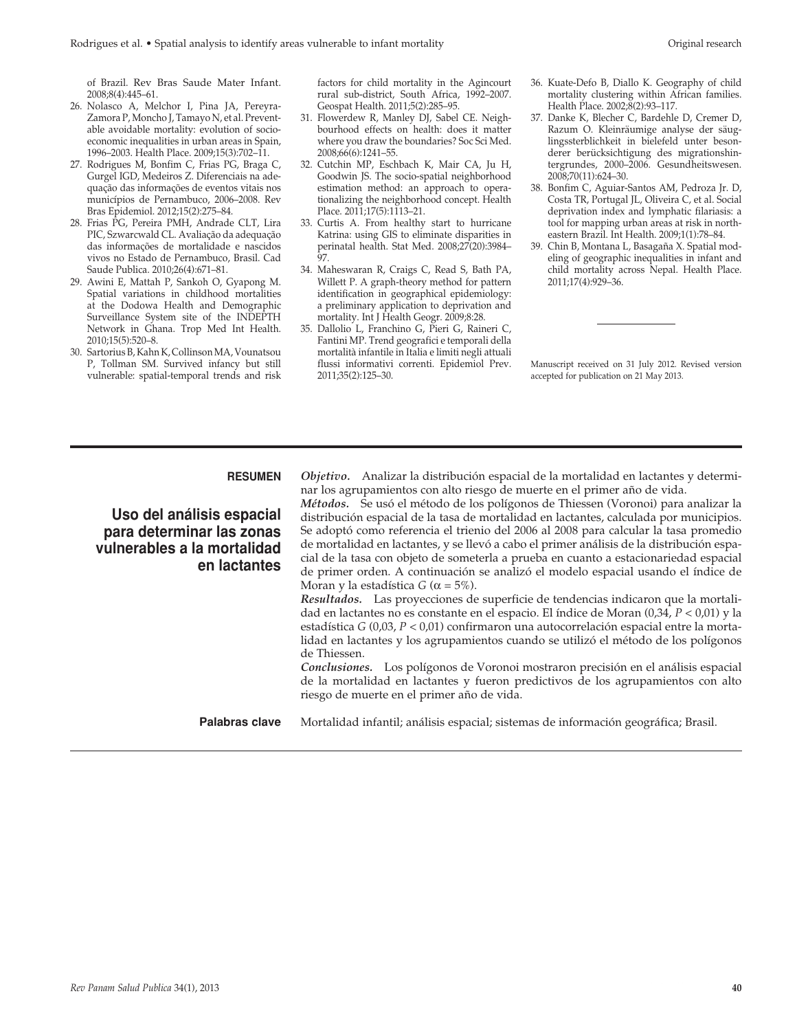of Brazil. Rev Bras Saude Mater Infant. 2008;8(4):445–61.

26. Nolasco A, Melchor I, Pina JA, Pereyra-Zamora P, Moncho J, Tamayo N, et al. Preventable avoidable mortality: evolution of socioeconomic inequalities in urban areas in Spain, 1996–2003. Health Place. 2009;15(3):702–11.
27. Rodrigues M, Bonfim C, Frias PG, Braga C, Gurgel IGD, Medeiros Z. Diferenciais na adequação das informações de eventos vitais nos municípios de Pernambuco, 2006–2008. Rev Bras Epidemiol. 2012;15(2):275–84.
28. Frias PG, Pereira PMH, Andrade CLT, Lira PIC, Szwarcwald CL. Avaliação da adequação das informações de mortalidade e nascidos vivos no Estado de Pernambuco, Brasil. Cad Saude Publica. 2010;26(4):671–81.
29. Awini E, Mattah P, Sankoh O, Gyapong M. Spatial variations in childhood mortalities at the Dodowa Health and Demographic Surveillance System site of the INDEPTH Network in Ghana. Trop Med Int Health. 2010;15(5):520–8.
30. Sartorius B, Kahn K, Collinson MA, Vounatsou P, Tollman SM. Survived infancy but still vulnerable: spatial-temporal trends and risk factors for child mortality in the Agincourt rural sub-district, South Africa, 1992–2007. Geospat Health. 2011;5(2):285–95.
31. Flowerdew R, Manley DJ, Sabel CE. Neighbourhood effects on health: does it matter where you draw the boundaries? Soc Sci Med. 2008;66(6):1241–55.
32. Cutchin MP, Eschbach K, Mair CA, Ju H, Goodwin JS. The socio-spatial neighborhood estimation method: an approach to operationalizing the neighborhood concept. Health Place. 2011;17(5):1113–21.
33. Curtis A. From healthy start to hurricane Katrina: using GIS to eliminate disparities in perinatal health. Stat Med. 2008;27(20):3984–97.
34. Maheswaran R, Craigs C, Read S, Bath PA, Willett P. A graph-theory method for pattern identification in geographical epidemiology: a preliminary application to deprivation and mortality. Int J Health Geogr. 2009;8:28.
35. Dallolio L, Franchino G, Pieri G, Raineri C, Fantini MP. Trend geografici e temporali della mortalità infantile in Italia e limiti negli attuali flussi informativi correnti. Epidemiol Prev. 2011;35(2):125–30.
36. Kuate-Defo B, Diallo K. Geography of child mortality clustering within African families. Health Place. 2002;8(2):93–117.
37. Danke K, Blecher C, Bardehle D, Cremer D, Razum O. Kleinräumige analyse der säuglingssterblichkeit in bielefeld unter besonderer berücksichtigung des migrationshintergrundes, 2000–2006. Gesundheitswesen. 2008;70(11):624–30.
38. Bonfim C, Aguiar-Santos AM, Pedroza Jr. D, Costa TR, Portugal JL, Oliveira C, et al. Social deprivation index and lymphatic filariasis: a tool for mapping urban areas at risk in northeastern Brazil. Int Health. 2009;1(1):78–84.
39. Chin B, Montana L, Basagaña X. Spatial modeling of geographic inequalities in infant and child mortality across Nepal. Health Place. 2011;17(4):929–36.

Manuscript received on 31 July 2012. Revised version accepted for publication on 21 May 2013.

---

**RESUMEN**

## Uso del análisis espacial para determinar las zonas vulnerables a la mortalidad en lactantes

***Objetivo.*** Analizar la distribución espacial de la mortalidad en lactantes y determinar los agrupamientos con alto riesgo de muerte en el primer año de vida.

***Métodos.*** Se usó el método de los polígonos de Thiessen (Voronoi) para analizar la distribución espacial de la tasa de mortalidad en lactantes, calculada por municipios. Se adoptó como referencia el trienio del 2006 al 2008 para calcular la tasa promedio de mortalidad en lactantes, y se llevó a cabo el primer análisis de la distribución espacial de la tasa con objeto de someterla a prueba en cuanto a estacionariedad espacial de primer orden. A continuación se analizó el modelo espacial usando el índice de Moran y la estadística $G$ ($\alpha$ = 5%).

***Resultados.*** Las proyecciones de superficie de tendencias indicaron que la mortalidad en lactantes no es constante en el espacio. El índice de Moran (0,34, $P$ < 0,01) y la estadística $G$ (0,03, $P$ < 0,01) confirmaron una autocorrelación espacial entre la mortalidad en lactantes y los agrupamientos cuando se utilizó el método de los polígonos de Thiessen.

***Conclusiones.*** Los polígonos de Voronoi mostraron precisión en el análisis espacial de la mortalidad en lactantes y fueron predictivos de los agrupamientos con alto riesgo de muerte en el primer año de vida.

**Palabras clave** Mortalidad infantil; análisis espacial; sistemas de información geográfica; Brasil.